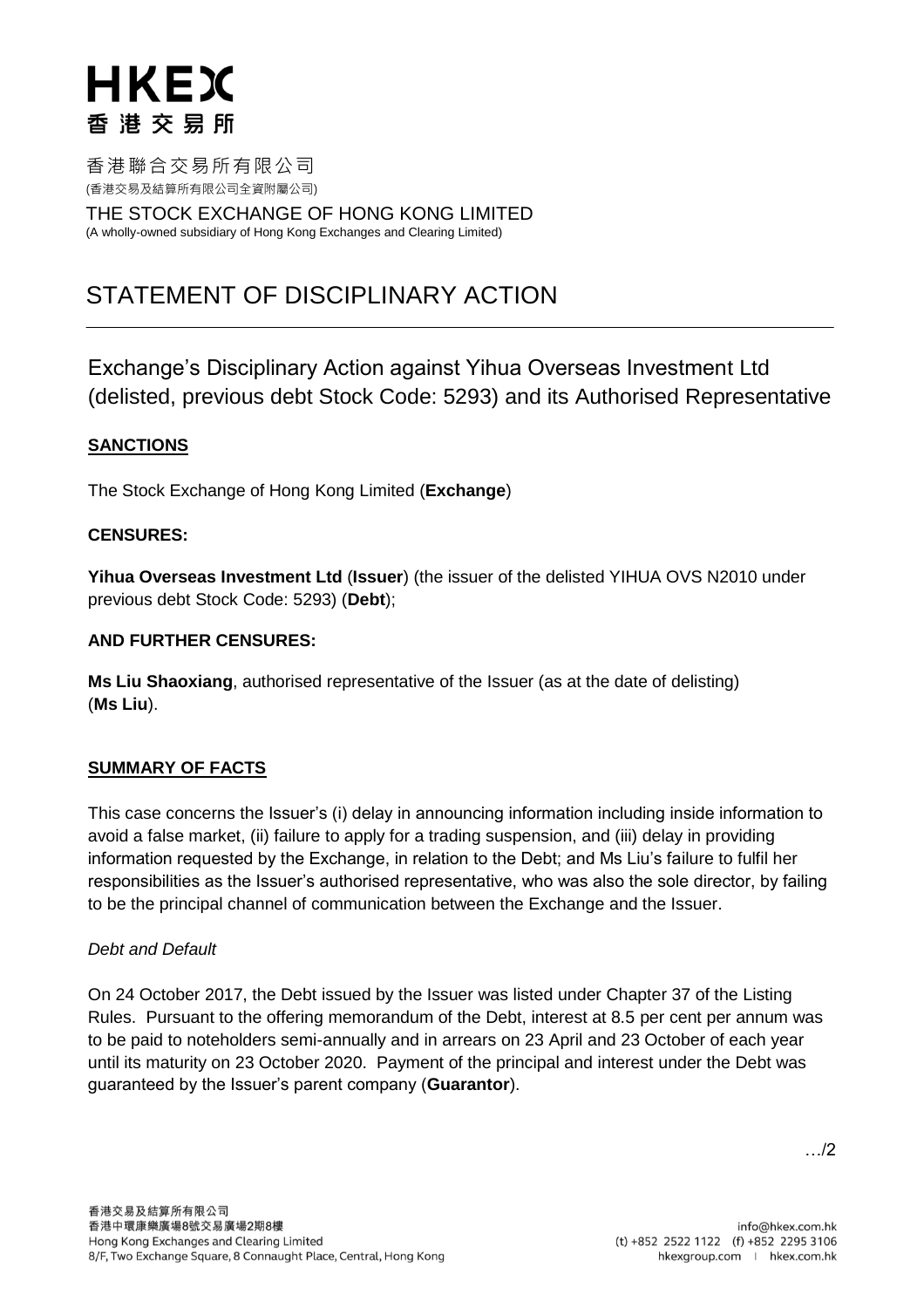# HKEX
香港交易所

香港聯合交易所有限公司
(香港交易及結算所有限公司全資附屬公司)

THE STOCK EXCHANGE OF HONG KONG LIMITED
(A wholly-owned subsidiary of Hong Kong Exchanges and Clearing Limited)

# STATEMENT OF DISCIPLINARY ACTION

## Exchange's Disciplinary Action against Yihua Overseas Investment Ltd (delisted, previous debt Stock Code: 5293) and its Authorised Representative

**SANCTIONS**

The Stock Exchange of Hong Kong Limited (**Exchange**)

**CENSURES:**

**Yihua Overseas Investment Ltd** (**Issuer**) (the issuer of the delisted YIHUA OVS N2010 under previous debt Stock Code: 5293) (**Debt**);

**AND FURTHER CENSURES:**

**Ms Liu Shaoxiang**, authorised representative of the Issuer (as at the date of delisting) (**Ms Liu**).

**SUMMARY OF FACTS**

This case concerns the Issuer's (i) delay in announcing information including inside information to avoid a false market, (ii) failure to apply for a trading suspension, and (iii) delay in providing information requested by the Exchange, in relation to the Debt; and Ms Liu's failure to fulfil her responsibilities as the Issuer's authorised representative, who was also the sole director, by failing to be the principal channel of communication between the Exchange and the Issuer.

*Debt and Default*

On 24 October 2017, the Debt issued by the Issuer was listed under Chapter 37 of the Listing Rules. Pursuant to the offering memorandum of the Debt, interest at 8.5 per cent per annum was to be paid to noteholders semi-annually and in arrears on 23 April and 23 October of each year until its maturity on 23 October 2020. Payment of the principal and interest under the Debt was guaranteed by the Issuer's parent company (**Guarantor**).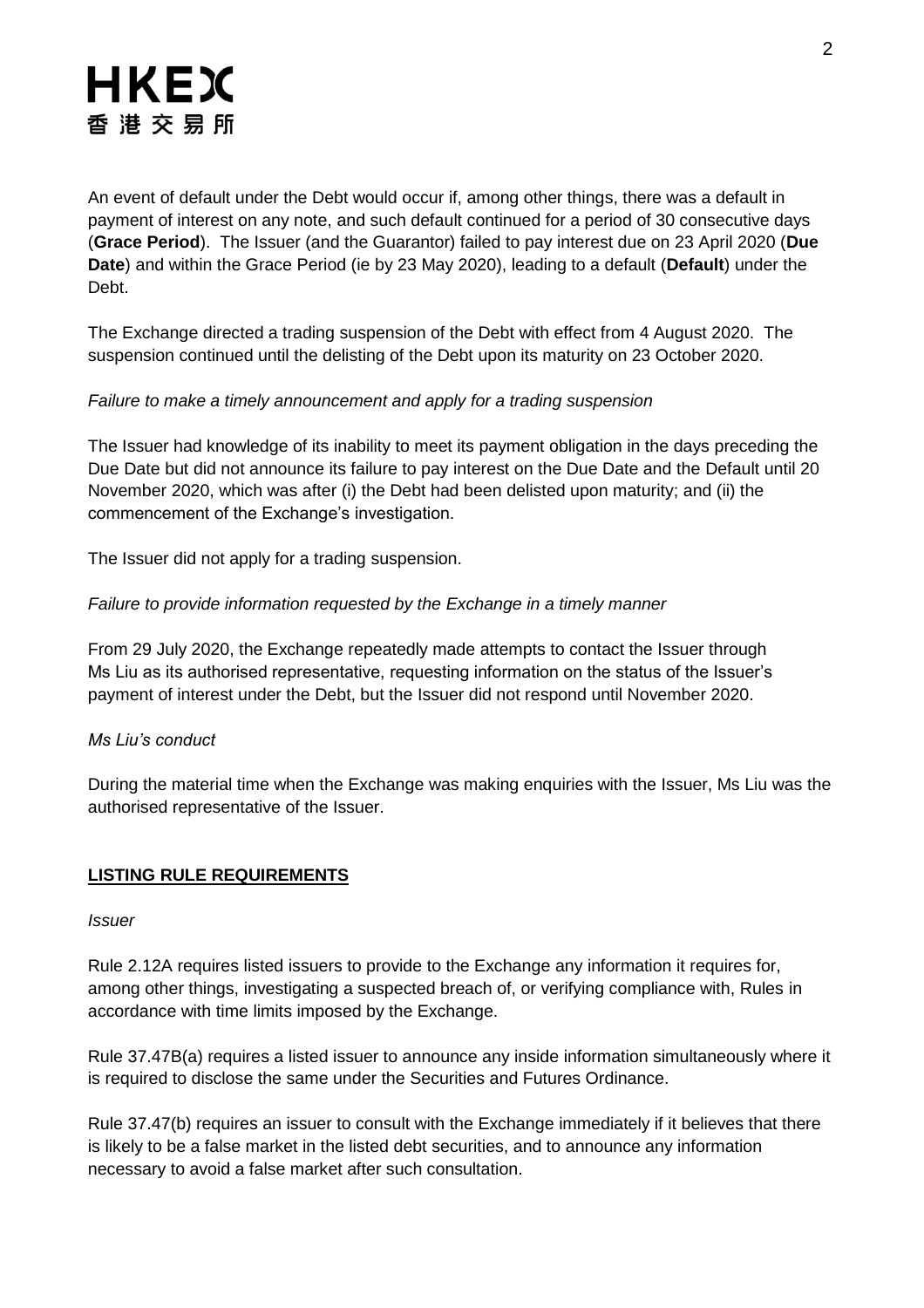An event of default under the Debt would occur if, among other things, there was a default in payment of interest on any note, and such default continued for a period of 30 consecutive days (**Grace Period**). The Issuer (and the Guarantor) failed to pay interest due on 23 April 2020 (**Due Date**) and within the Grace Period (ie by 23 May 2020), leading to a default (**Default**) under the Debt.

The Exchange directed a trading suspension of the Debt with effect from 4 August 2020. The suspension continued until the delisting of the Debt upon its maturity on 23 October 2020.

*Failure to make a timely announcement and apply for a trading suspension*

The Issuer had knowledge of its inability to meet its payment obligation in the days preceding the Due Date but did not announce its failure to pay interest on the Due Date and the Default until 20 November 2020, which was after (i) the Debt had been delisted upon maturity; and (ii) the commencement of the Exchange's investigation.

The Issuer did not apply for a trading suspension.

*Failure to provide information requested by the Exchange in a timely manner*

From 29 July 2020, the Exchange repeatedly made attempts to contact the Issuer through Ms Liu as its authorised representative, requesting information on the status of the Issuer's payment of interest under the Debt, but the Issuer did not respond until November 2020.

*Ms Liu's conduct*

During the material time when the Exchange was making enquiries with the Issuer, Ms Liu was the authorised representative of the Issuer.

## LISTING RULE REQUIREMENTS

*Issuer*

Rule 2.12A requires listed issuers to provide to the Exchange any information it requires for, among other things, investigating a suspected breach of, or verifying compliance with, Rules in accordance with time limits imposed by the Exchange.

Rule 37.47B(a) requires a listed issuer to announce any inside information simultaneously where it is required to disclose the same under the Securities and Futures Ordinance.

Rule 37.47(b) requires an issuer to consult with the Exchange immediately if it believes that there is likely to be a false market in the listed debt securities, and to announce any information necessary to avoid a false market after such consultation.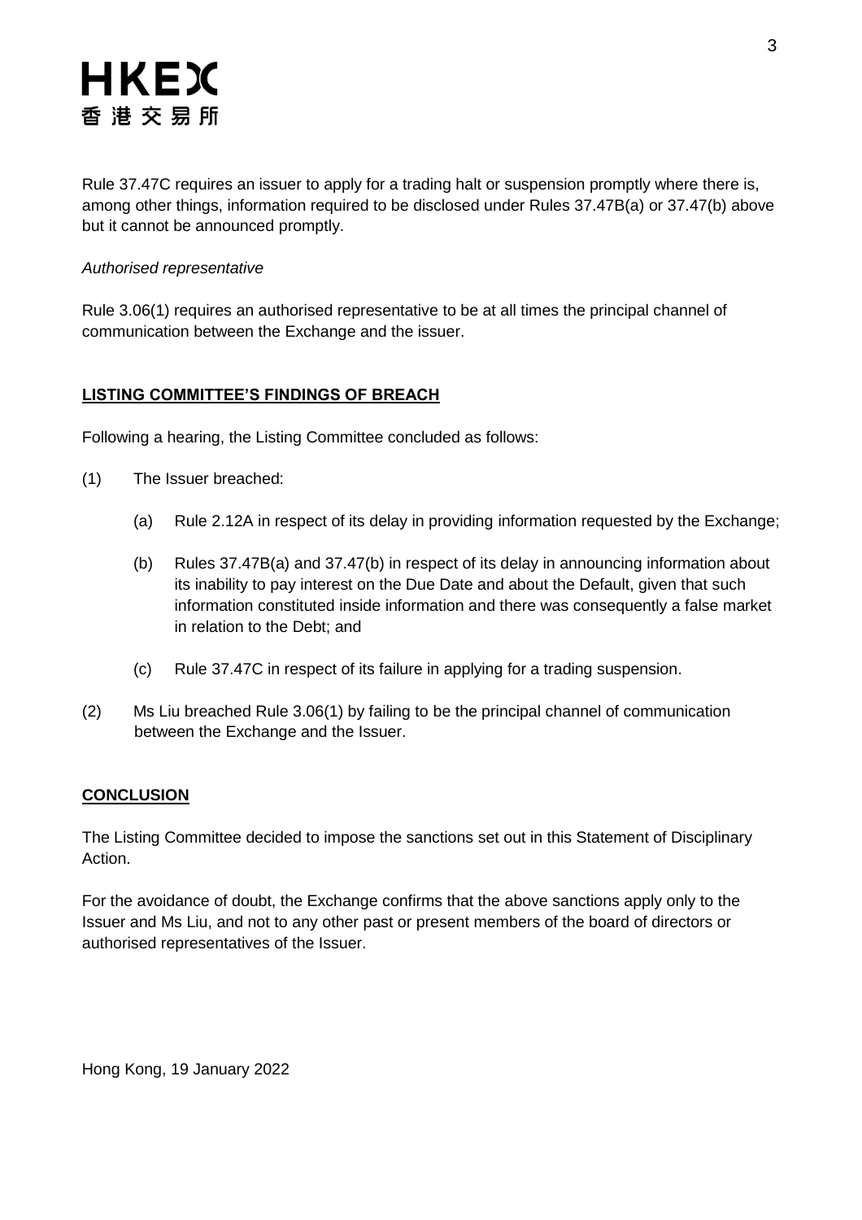Rule 37.47C requires an issuer to apply for a trading halt or suspension promptly where there is, among other things, information required to be disclosed under Rules 37.47B(a) or 37.47(b) above but it cannot be announced promptly.

*Authorised representative*

Rule 3.06(1) requires an authorised representative to be at all times the principal channel of communication between the Exchange and the issuer.

## LISTING COMMITTEE'S FINDINGS OF BREACH

Following a hearing, the Listing Committee concluded as follows:

(1) The Issuer breached:

 (a) Rule 2.12A in respect of its delay in providing information requested by the Exchange;

 (b) Rules 37.47B(a) and 37.47(b) in respect of its delay in announcing information about its inability to pay interest on the Due Date and about the Default, given that such information constituted inside information and there was consequently a false market in relation to the Debt; and

 (c) Rule 37.47C in respect of its failure in applying for a trading suspension.

(2) Ms Liu breached Rule 3.06(1) by failing to be the principal channel of communication between the Exchange and the Issuer.

## CONCLUSION

The Listing Committee decided to impose the sanctions set out in this Statement of Disciplinary Action.

For the avoidance of doubt, the Exchange confirms that the above sanctions apply only to the Issuer and Ms Liu, and not to any other past or present members of the board of directors or authorised representatives of the Issuer.

Hong Kong, 19 January 2022